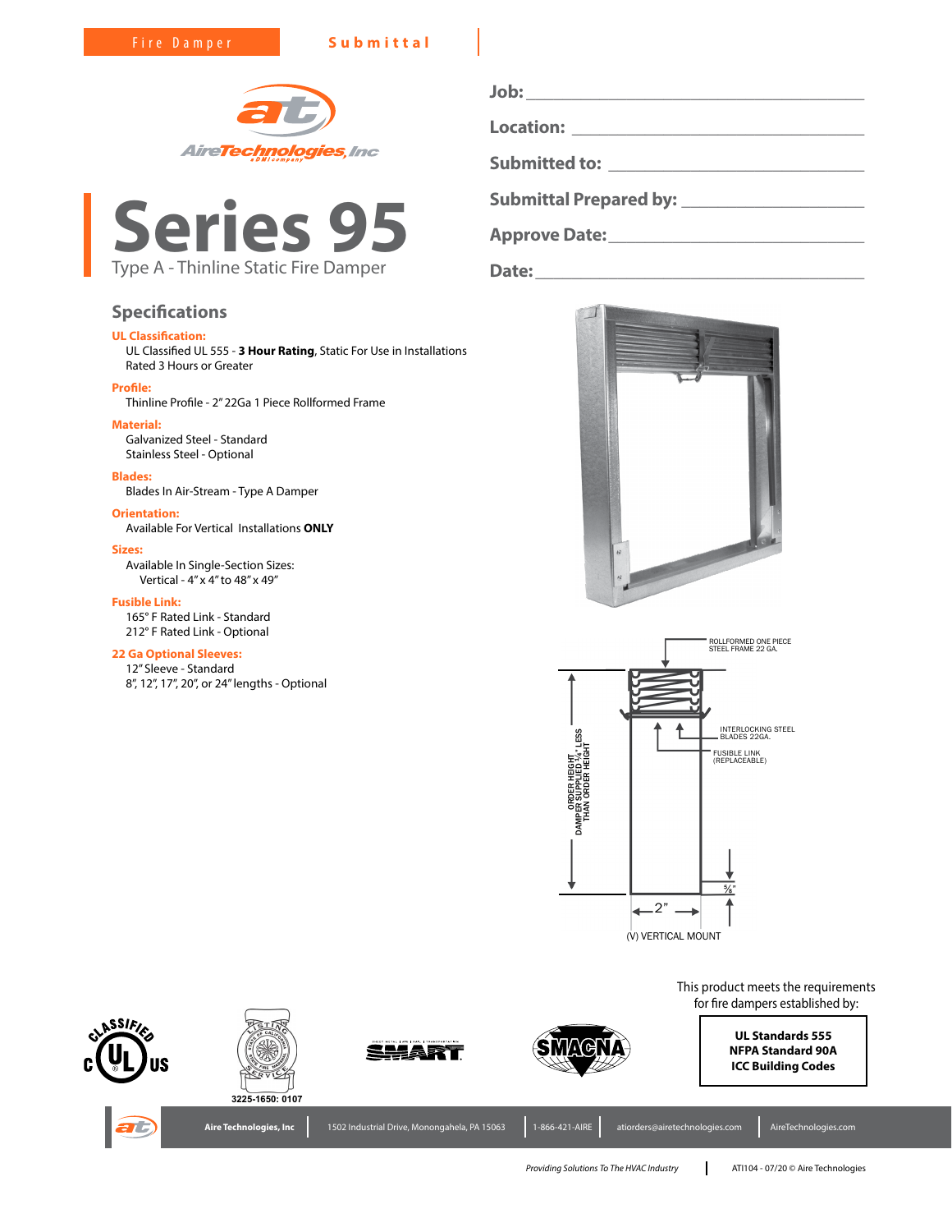Fire Damper **Submittal**

# Series 95

Type A - Thinline Static Fire Damper

Job: ______________________________

Location: ______________________________

Submitted to: ______________________________

Submittal Prepared by: ______________________________

Approve Date: ______________________________

Date: ______________________________

## Specifications

**UL Classification:**
UL Classified UL 555 - **3 Hour Rating**, Static For Use in Installations Rated 3 Hours or Greater

**Profile:**
Thinline Profile - 2" 22Ga 1 Piece Rollformed Frame

**Material:**
Galvanized Steel - Standard
Stainless Steel - Optional

**Blades:**
Blades In Air-Stream - Type A Damper

**Orientation:**
Available For Vertical Installations **ONLY**

**Sizes:**
Available In Single-Section Sizes:
Vertical - 4" x 4" to 48" x 49"

**Fusible Link:**
165° F Rated Link - Standard
212° F Rated Link - Optional

**22 Ga Optional Sleeves:**
12" Sleeve - Standard
8", 12", 17", 20", or 24" lengths - Optional

ROLLFORMED ONE PIECE STEEL FRAME 22 GA.

INTERLOCKING STEEL BLADES 22GA.

FUSIBLE LINK (REPLACEABLE)

ORDER HEIGHT DAMPER SUPPLIED 1/4" LESS THAN ORDER HEIGHT

5/8"

2"

(V) VERTICAL MOUNT

3225-1650: 0107

This product meets the requirements for fire dampers established by:

**UL Standards 555**
**NFPA Standard 90A**
**ICC Building Codes**

**Aire Technologies, Inc** | 1502 Industrial Drive, Monongahela, PA 15063 | 1-866-421-AIRE | atiorders@airetechnologies.com | AireTechnologies.com

*Providing Solutions To The HVAC Industry* | ATI104 - 07/20 © Aire Technologies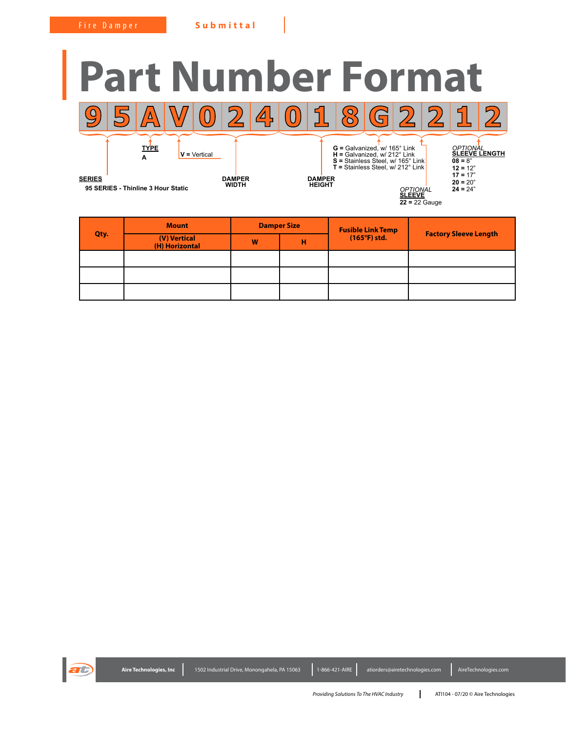# Part Number Format

9 5 A V 0 2 4 0 1 8 G 2 2 1 2

**SERIES**
95 SERIES - Thinline 3 Hour Static

**TYPE**
A

**V** = Vertical

DAMPER WIDTH

DAMPER HEIGHT

**G** = Galvanized, w/ 165° Link
**H** = Galvanized, w/ 212° Link
**S** = Stainless Steel, w/ 165° Link
**T** = Stainless Steel, w/ 212° Link

*OPTIONAL*
**SLEEVE**
**22** = 22 Gauge

*OPTIONAL*
**SLEEVE LENGTH**
**08** = 8"
**12** = 12"
**17** = 17"
**20** = 20"
**24** = 24"

| Qty. | Mount | Damper Size | | Fusible Link Temp (165°F) std. | Factory Sleeve Length |
|---|---|---|---|---|---|
| | (V) Vertical (H) Horizontal | W | H | | |
| | | | | | |
| | | | | | |
| | | | | | |

Aire Technologies, Inc | 1502 Industrial Drive, Monongahela, PA 15063 | 1-866-421-AIRE | atiorders@airetechnologies.com | AireTechnologies.com

*Providing Solutions To The HVAC Industry* | ATI104 - 07/20 © Aire Technologies